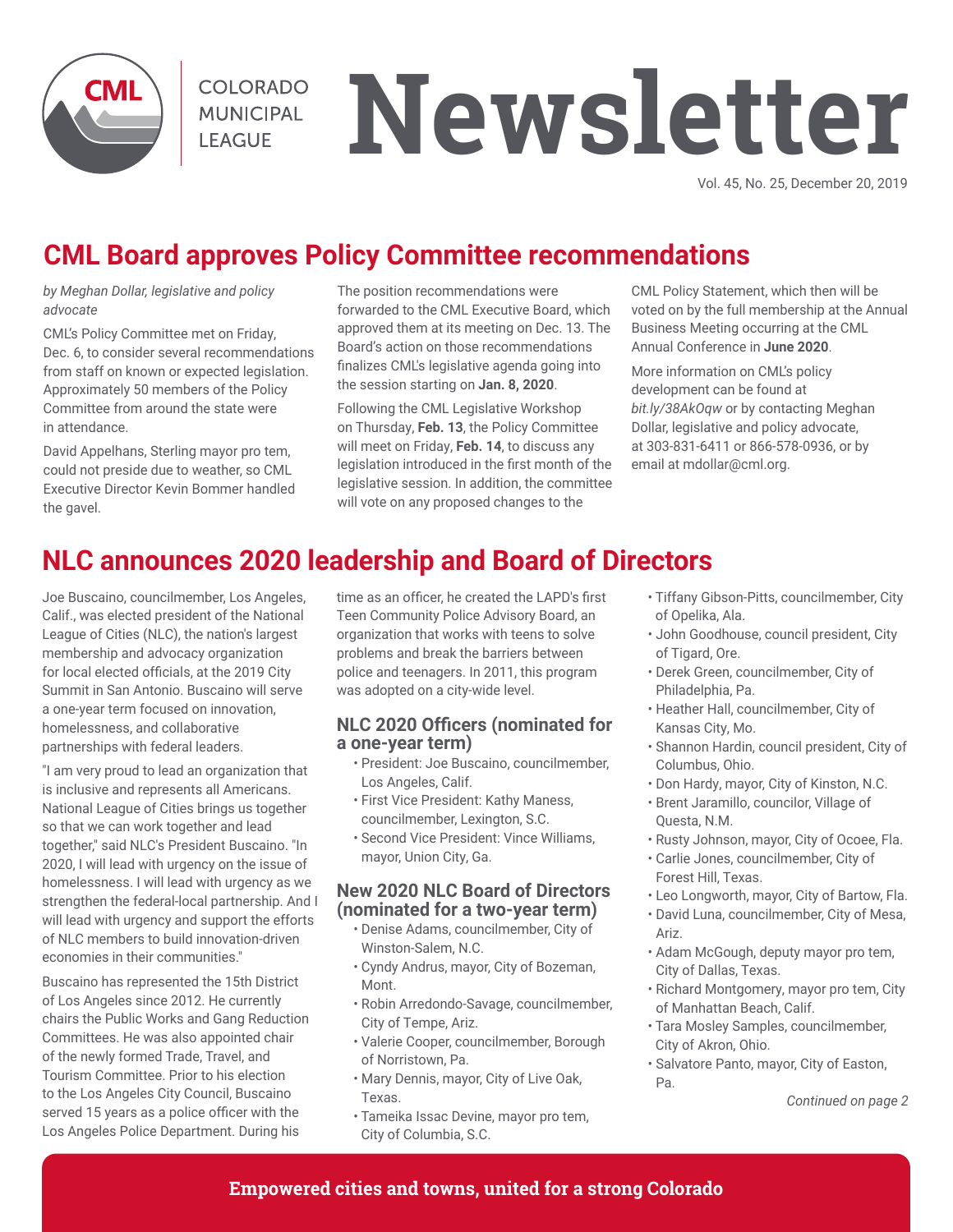# CML Board approves Policy Committee recommendations

*by Meghan Dollar, legislative and policy advocate*

CML's Policy Committee met on Friday, Dec. 6, to consider several recommendations from staff on known or expected legislation. Approximately 50 members of the Policy Committee from around the state were in attendance.

David Appelhans, Sterling mayor pro tem, could not preside due to weather, so CML Executive Director Kevin Bommer handled the gavel.

The position recommendations were forwarded to the CML Executive Board, which approved them at its meeting on Dec. 13. The Board's action on those recommendations finalizes CML's legislative agenda going into the session starting on **Jan. 8, 2020**.

Following the CML Legislative Workshop on Thursday, **Feb. 13**, the Policy Committee will meet on Friday, **Feb. 14**, to discuss any legislation introduced in the first month of the legislative session. In addition, the committee will vote on any proposed changes to the CML Policy Statement, which then will be voted on by the full membership at the Annual Business Meeting occurring at the CML Annual Conference in **June 2020**.

More information on CML's policy development can be found at *bit.ly/38AkOqw* or by contacting Meghan Dollar, legislative and policy advocate, at 303-831-6411 or 866-578-0936, or by email at mdollar@cml.org.

# NLC announces 2020 leadership and Board of Directors

Joe Buscaino, councilmember, Los Angeles, Calif., was elected president of the National League of Cities (NLC), the nation's largest membership and advocacy organization for local elected officials, at the 2019 City Summit in San Antonio. Buscaino will serve a one-year term focused on innovation, homelessness, and collaborative partnerships with federal leaders.

"I am very proud to lead an organization that is inclusive and represents all Americans. National League of Cities brings us together so that we can work together and lead together," said NLC's President Buscaino. "In 2020, I will lead with urgency on the issue of homelessness. I will lead with urgency as we strengthen the federal-local partnership. And I will lead with urgency and support the efforts of NLC members to build innovation-driven economies in their communities."

Buscaino has represented the 15th District of Los Angeles since 2012. He currently chairs the Public Works and Gang Reduction Committees. He was also appointed chair of the newly formed Trade, Travel, and Tourism Committee. Prior to his election to the Los Angeles City Council, Buscaino served 15 years as a police officer with the Los Angeles Police Department. During his time as an officer, he created the LAPD's first Teen Community Police Advisory Board, an organization that works with teens to solve problems and break the barriers between police and teenagers. In 2011, this program was adopted on a city-wide level.

## NLC 2020 Officers (nominated for a one-year term)

- President: Joe Buscaino, councilmember, Los Angeles, Calif.
- First Vice President: Kathy Maness, councilmember, Lexington, S.C.
- Second Vice President: Vince Williams, mayor, Union City, Ga.

## New 2020 NLC Board of Directors (nominated for a two-year term)

- Denise Adams, councilmember, City of Winston-Salem, N.C.
- Cyndy Andrus, mayor, City of Bozeman, Mont.
- Robin Arredondo-Savage, councilmember, City of Tempe, Ariz.
- Valerie Cooper, councilmember, Borough of Norristown, Pa.
- Mary Dennis, mayor, City of Live Oak, Texas.
- Tameika Issac Devine, mayor pro tem, City of Columbia, S.C.
- Tiffany Gibson-Pitts, councilmember, City of Opelika, Ala.
- John Goodhouse, council president, City of Tigard, Ore.
- Derek Green, councilmember, City of Philadelphia, Pa.
- Heather Hall, councilmember, City of Kansas City, Mo.
- Shannon Hardin, council president, City of Columbus, Ohio.
- Don Hardy, mayor, City of Kinston, N.C.
- Brent Jaramillo, councilor, Village of Questa, N.M.
- Rusty Johnson, mayor, City of Ocoee, Fla.
- Carlie Jones, councilmember, City of Forest Hill, Texas.
- Leo Longworth, mayor, City of Bartow, Fla.
- David Luna, councilmember, City of Mesa, Ariz.
- Adam McGough, deputy mayor pro tem, City of Dallas, Texas.
- Richard Montgomery, mayor pro tem, City of Manhattan Beach, Calif.
- Tara Mosley Samples, councilmember, City of Akron, Ohio.
- Salvatore Panto, mayor, City of Easton, Pa.

*Continued on page 2*

**Empowered cities and towns, united for a strong Colorado**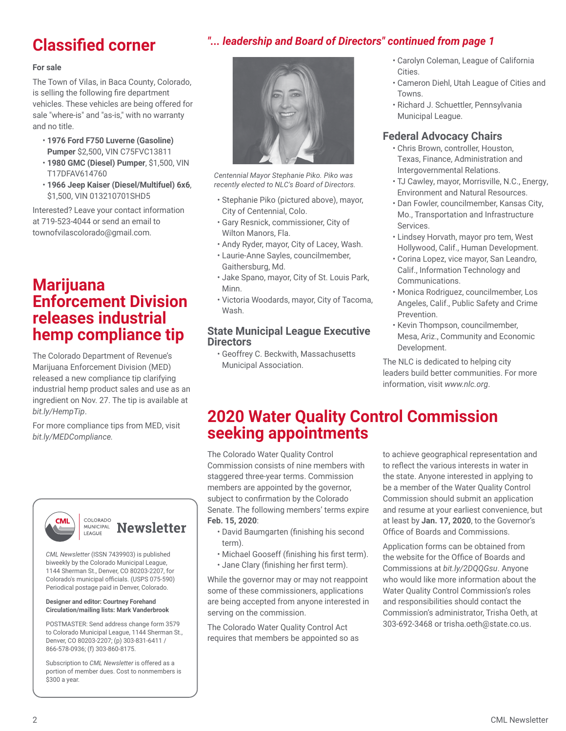## Classified corner

**For sale**

The Town of Vilas, in Baca County, Colorado, is selling the following fire department vehicles. These vehicles are being offered for sale "where-is" and "as-is," with no warranty and no title.

- **1976 Ford F750 Luverne (Gasoline) Pumper** $2,500**,** VIN C75FVC13811
- **1980 GMC (Diesel) Pumper**, $1,500, VIN T17DFAV614760
- **1966 Jeep Kaiser (Diesel/Multifuel) 6x6**, $1,500, VIN 013210701SHD5

Interested? Leave your contact information at 719-523-4044 or send an email to townofvilascolorado@gmail.com.

## Marijuana Enforcement Division releases industrial hemp compliance tip

The Colorado Department of Revenue's Marijuana Enforcement Division (MED) released a new compliance tip clarifying industrial hemp product sales and use as an ingredient on Nov. 27. The tip is available at *bit.ly/HempTip*.

For more compliance tips from MED, visit *bit.ly/MEDCompliance.*

---

COLORADO MUNICIPAL LEAGUE **Newsletter**

*CML Newsletter* (ISSN 7439903) is published biweekly by the Colorado Municipal League, 1144 Sherman St., Denver, CO 80203-2207, for Colorado's municipal officials. (USPS 075-590) Periodical postage paid in Denver, Colorado.

**Designer and editor: Courtney Forehand**
**Circulation/mailing lists: Mark Vanderbrook**

POSTMASTER: Send address change form 3579 to Colorado Municipal League, 1144 Sherman St., Denver, CO 80203-2207; (p) 303-831-6411 / 866-578-0936; (f) 303-860-8175.

Subscription to *CML Newsletter* is offered as a portion of member dues. Cost to nonmembers is $300 a year.

---

## *"... leadership and Board of Directors" continued from page 1*

*Centennial Mayor Stephanie Piko. Piko was recently elected to NLC's Board of Directors.*

- Stephanie Piko (pictured above), mayor, City of Centennial, Colo.
- Gary Resnick, commissioner, City of Wilton Manors, Fla.
- Andy Ryder, mayor, City of Lacey, Wash.
- Laurie-Anne Sayles, councilmember, Gaithersburg, Md.
- Jake Spano, mayor, City of St. Louis Park, Minn.
- Victoria Woodards, mayor, City of Tacoma, Wash.

### State Municipal League Executive Directors

- Geoffrey C. Beckwith, Massachusetts Municipal Association.
- Carolyn Coleman, League of California Cities.
- Cameron Diehl, Utah League of Cities and Towns.
- Richard J. Schuettler, Pennsylvania Municipal League.

### Federal Advocacy Chairs

- Chris Brown, controller, Houston, Texas, Finance, Administration and Intergovernmental Relations.
- TJ Cawley, mayor, Morrisville, N.C., Energy, Environment and Natural Resources.
- Dan Fowler, councilmember, Kansas City, Mo., Transportation and Infrastructure Services.
- Lindsey Horvath, mayor pro tem, West Hollywood, Calif., Human Development.
- Corina Lopez, vice mayor, San Leandro, Calif., Information Technology and Communications.
- Monica Rodriguez, councilmember, Los Angeles, Calif., Public Safety and Crime Prevention.
- Kevin Thompson, councilmember, Mesa, Ariz., Community and Economic Development.

The NLC is dedicated to helping city leaders build better communities. For more information, visit *www.nlc.org*.

## 2020 Water Quality Control Commission seeking appointments

The Colorado Water Quality Control Commission consists of nine members with staggered three-year terms. Commission members are appointed by the governor, subject to confirmation by the Colorado Senate. The following members' terms expire **Feb. 15, 2020**:

- David Baumgarten (finishing his second term).
- Michael Gooseff (finishing his first term).
- Jane Clary (finishing her first term).

While the governor may or may not reappoint some of these commissioners, applications are being accepted from anyone interested in serving on the commission.

The Colorado Water Quality Control Act requires that members be appointed so as to achieve geographical representation and to reflect the various interests in water in the state. Anyone interested in applying to be a member of the Water Quality Control Commission should submit an application and resume at your earliest convenience, but at least by **Jan. 17, 2020**, to the Governor's Office of Boards and Commissions.

Application forms can be obtained from the website for the Office of Boards and Commissions at *bit.ly/2DQQGsu*. Anyone who would like more information about the Water Quality Control Commission's roles and responsibilities should contact the Commission's administrator, Trisha Oeth, at 303-692-3468 or trisha.oeth@state.co.us.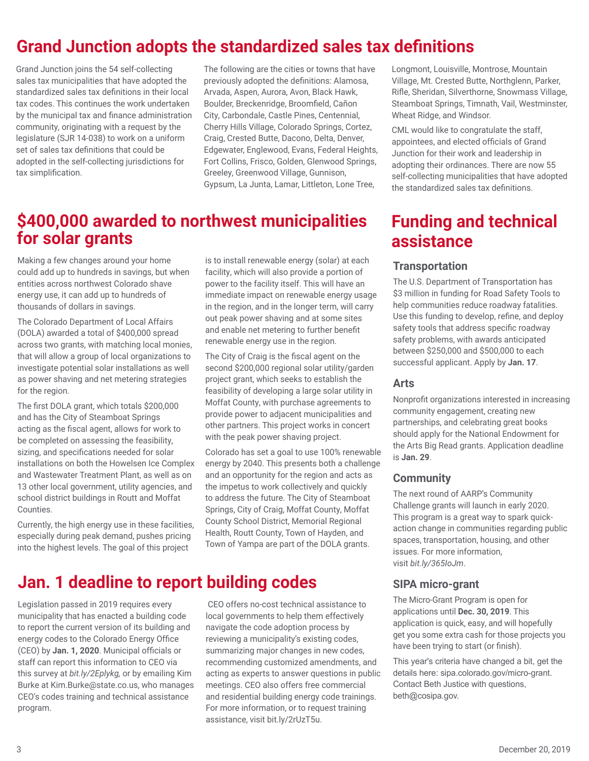# Grand Junction adopts the standardized sales tax definitions

Grand Junction joins the 54 self-collecting sales tax municipalities that have adopted the standardized sales tax definitions in their local tax codes. This continues the work undertaken by the municipal tax and finance administration community, originating with a request by the legislature (SJR 14-038) to work on a uniform set of sales tax definitions that could be adopted in the self-collecting jurisdictions for tax simplification.

The following are the cities or towns that have previously adopted the definitions: Alamosa, Arvada, Aspen, Aurora, Avon, Black Hawk, Boulder, Breckenridge, Broomfield, Cañon City, Carbondale, Castle Pines, Centennial, Cherry Hills Village, Colorado Springs, Cortez, Craig, Crested Butte, Dacono, Delta, Denver, Edgewater, Englewood, Evans, Federal Heights, Fort Collins, Frisco, Golden, Glenwood Springs, Greeley, Greenwood Village, Gunnison, Gypsum, La Junta, Lamar, Littleton, Lone Tree, Longmont, Louisville, Montrose, Mountain Village, Mt. Crested Butte, Northglenn, Parker, Rifle, Sheridan, Silverthorne, Snowmass Village, Steamboat Springs, Timnath, Vail, Westminster, Wheat Ridge, and Windsor.

CML would like to congratulate the staff, appointees, and elected officials of Grand Junction for their work and leadership in adopting their ordinances. There are now 55 self-collecting municipalities that have adopted the standardized sales tax definitions.

# $400,000 awarded to northwest municipalities for solar grants

Making a few changes around your home could add up to hundreds in savings, but when entities across northwest Colorado shave energy use, it can add up to hundreds of thousands of dollars in savings.

The Colorado Department of Local Affairs (DOLA) awarded a total of $400,000 spread across two grants, with matching local monies, that will allow a group of local organizations to investigate potential solar installations as well as power shaving and net metering strategies for the region.

The first DOLA grant, which totals $200,000 and has the City of Steamboat Springs acting as the fiscal agent, allows for work to be completed on assessing the feasibility, sizing, and specifications needed for solar installations on both the Howelsen Ice Complex and Wastewater Treatment Plant, as well as on 13 other local government, utility agencies, and school district buildings in Routt and Moffat Counties.

Currently, the high energy use in these facilities, especially during peak demand, pushes pricing into the highest levels. The goal of this project is to install renewable energy (solar) at each facility, which will also provide a portion of power to the facility itself. This will have an immediate impact on renewable energy usage in the region, and in the longer term, will carry out peak power shaving and at some sites and enable net metering to further benefit renewable energy use in the region.

The City of Craig is the fiscal agent on the second $200,000 regional solar utility/garden project grant, which seeks to establish the feasibility of developing a large solar utility in Moffat County, with purchase agreements to provide power to adjacent municipalities and other partners. This project works in concert with the peak power shaving project.

Colorado has set a goal to use 100% renewable energy by 2040. This presents both a challenge and an opportunity for the region and acts as the impetus to work collectively and quickly to address the future. The City of Steamboat Springs, City of Craig, Moffat County, Moffat County School District, Memorial Regional Health, Routt County, Town of Hayden, and Town of Yampa are part of the DOLA grants.

# Jan. 1 deadline to report building codes

Legislation passed in 2019 requires every municipality that has enacted a building code to report the current version of its building and energy codes to the Colorado Energy Office (CEO) by **Jan. 1, 2020**. Municipal officials or staff can report this information to CEO via this survey at *bit.ly/2Eplykg,* or by emailing Kim Burke at Kim.Burke@state.co.us, who manages CEO's codes training and technical assistance program.

CEO offers no-cost technical assistance to local governments to help them effectively navigate the code adoption process by reviewing a municipality's existing codes, summarizing major changes in new codes, recommending customized amendments, and acting as experts to answer questions in public meetings. CEO also offers free commercial and residential building energy code trainings. For more information, or to request training assistance, visit bit.ly/2rUzT5u.

# Funding and technical assistance

### Transportation

The U.S. Department of Transportation has $3 million in funding for Road Safety Tools to help communities reduce roadway fatalities. Use this funding to develop, refine, and deploy safety tools that address specific roadway safety problems, with awards anticipated between $250,000 and $500,000 to each successful applicant. Apply by **Jan. 17**.

### Arts

Nonprofit organizations interested in increasing community engagement, creating new partnerships, and celebrating great books should apply for the National Endowment for the Arts Big Read grants. Application deadline is **Jan. 29**.

### Community

The next round of AARP's Community Challenge grants will launch in early 2020. This program is a great way to spark quick-action change in communities regarding public spaces, transportation, housing, and other issues. For more information, visit *bit.ly/365IoJm*.

### SIPA micro-grant

The Micro-Grant Program is open for applications until **Dec. 30, 2019**. This application is quick, easy, and will hopefully get you some extra cash for those projects you have been trying to start (or finish).

This year's criteria have changed a bit, get the details here: sipa.colorado.gov/micro-grant. Contact Beth Justice with questions, beth@cosipa.gov.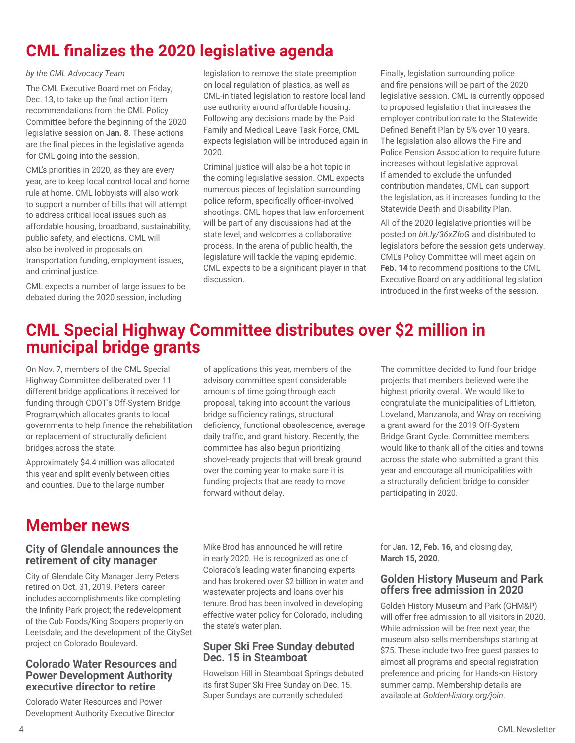# CML finalizes the 2020 legislative agenda

*by the CML Advocacy Team*

The CML Executive Board met on Friday, Dec. 13, to take up the final action item recommendations from the CML Policy Committee before the beginning of the 2020 legislative session on **Jan. 8**. These actions are the final pieces in the legislative agenda for CML going into the session.

CML's priorities in 2020, as they are every year, are to keep local control local and home rule at home. CML lobbyists will also work to support a number of bills that will attempt to address critical local issues such as affordable housing, broadband, sustainability, public safety, and elections. CML will also be involved in proposals on transportation funding, employment issues, and criminal justice.

CML expects a number of large issues to be debated during the 2020 session, including legislation to remove the state preemption on local regulation of plastics, as well as CML-initiated legislation to restore local land use authority around affordable housing. Following any decisions made by the Paid Family and Medical Leave Task Force, CML expects legislation will be introduced again in 2020.

Criminal justice will also be a hot topic in the coming legislative session. CML expects numerous pieces of legislation surrounding police reform, specifically officer-involved shootings. CML hopes that law enforcement will be part of any discussions had at the state level, and welcomes a collaborative process. In the arena of public health, the legislature will tackle the vaping epidemic. CML expects to be a significant player in that discussion.

Finally, legislation surrounding police and fire pensions will be part of the 2020 legislative session. CML is currently opposed to proposed legislation that increases the employer contribution rate to the Statewide Defined Benefit Plan by 5% over 10 years. The legislation also allows the Fire and Police Pension Association to require future increases without legislative approval. If amended to exclude the unfunded contribution mandates, CML can support the legislation, as it increases funding to the Statewide Death and Disability Plan.

All of the 2020 legislative priorities will be posted on *bit.ly/36xZfoG* and distributed to legislators before the session gets underway. CML's Policy Committee will meet again on **Feb. 14** to recommend positions to the CML Executive Board on any additional legislation introduced in the first weeks of the session.

# CML Special Highway Committee distributes over $2 million in municipal bridge grants

On Nov. 7, members of the CML Special Highway Committee deliberated over 11 different bridge applications it received for funding through CDOT's Off-System Bridge Program,which allocates grants to local governments to help finance the rehabilitation or replacement of structurally deficient bridges across the state.

Approximately $4.4 million was allocated this year and split evenly between cities and counties. Due to the large number of applications this year, members of the advisory committee spent considerable amounts of time going through each proposal, taking into account the various bridge sufficiency ratings, structural deficiency, functional obsolescence, average daily traffic, and grant history. Recently, the committee has also begun prioritizing shovel-ready projects that will break ground over the coming year to make sure it is funding projects that are ready to move forward without delay.

The committee decided to fund four bridge projects that members believed were the highest priority overall. We would like to congratulate the municipalities of Littleton, Loveland, Manzanola, and Wray on receiving a grant award for the 2019 Off-System Bridge Grant Cycle. Committee members would like to thank all of the cities and towns across the state who submitted a grant this year and encourage all municipalities with a structurally deficient bridge to consider participating in 2020.

# Member news

### City of Glendale announces the retirement of city manager

City of Glendale City Manager Jerry Peters retired on Oct. 31, 2019. Peters' career includes accomplishments like completing the Infinity Park project; the redevelopment of the Cub Foods/King Soopers property on Leetsdale; and the development of the CitySet project on Colorado Boulevard.

### Colorado Water Resources and Power Development Authority executive director to retire

Colorado Water Resources and Power Development Authority Executive Director Mike Brod has announced he will retire in early 2020. He is recognized as one of Colorado's leading water financing experts and has brokered over $2 billion in water and wastewater projects and loans over his tenure. Brod has been involved in developing effective water policy for Colorado, including the state's water plan.

### Super Ski Free Sunday debuted Dec. 15 in Steamboat

Howelson Hill in Steamboat Springs debuted its first Super Ski Free Sunday on Dec. 15. Super Sundays are currently scheduled for J**an. 12, Feb. 16,** and closing day, **March 15, 2020**.

### Golden History Museum and Park offers free admission in 2020

Golden History Museum and Park (GHM&P) will offer free admission to all visitors in 2020. While admission will be free next year, the museum also sells memberships starting at $75. These include two free guest passes to almost all programs and special registration preference and pricing for Hands-on History summer camp. Membership details are available at *GoldenHistory.org/join*.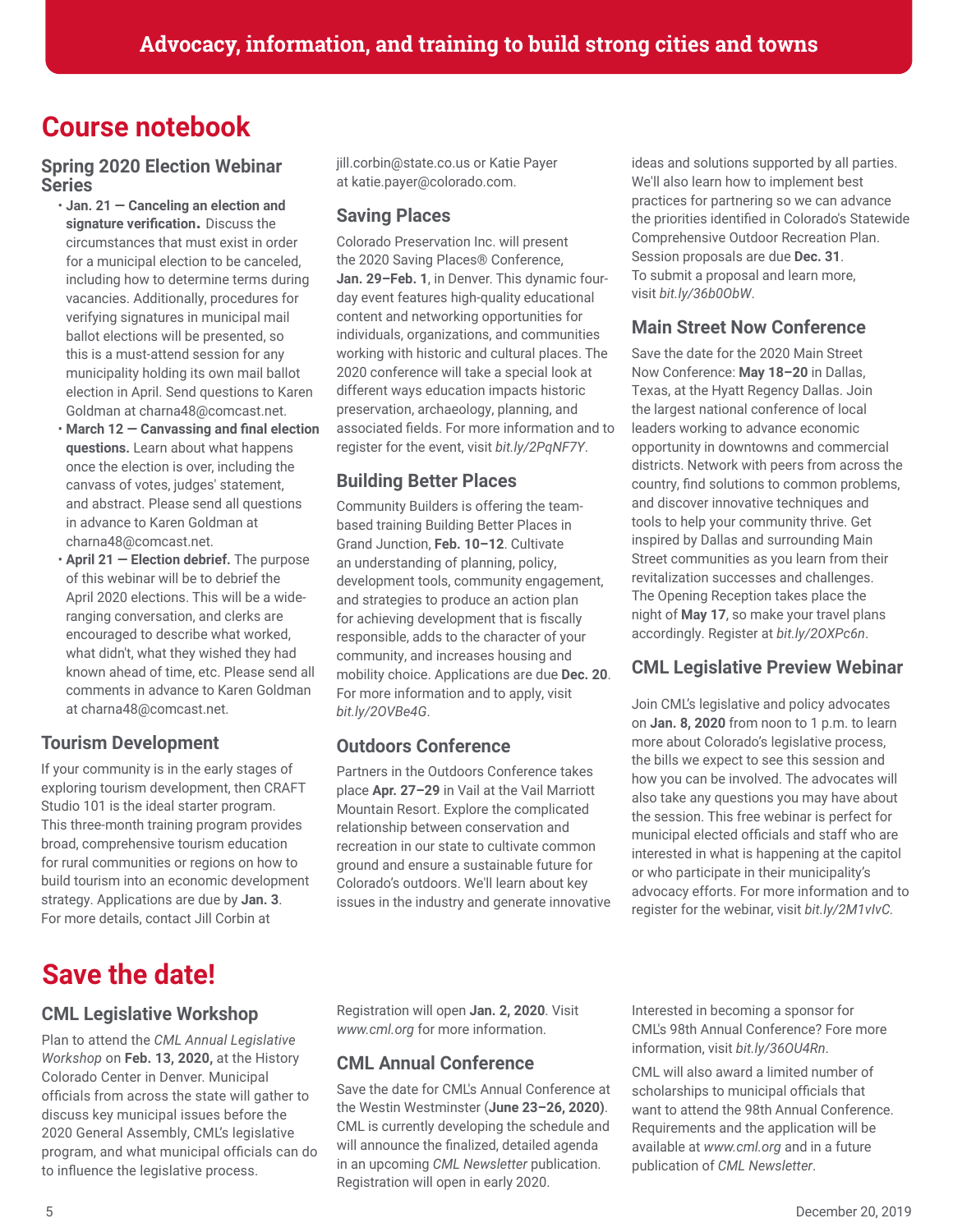Advocacy, information, and training to build strong cities and towns

# Course notebook

## Spring 2020 Election Webinar Series

- **Jan. 21 — Canceling an election and signature verification.** Discuss the circumstances that must exist in order for a municipal election to be canceled, including how to determine terms during vacancies. Additionally, procedures for verifying signatures in municipal mail ballot elections will be presented, so this is a must-attend session for any municipality holding its own mail ballot election in April. Send questions to Karen Goldman at charna48@comcast.net.
- **March 12 — Canvassing and final election questions.** Learn about what happens once the election is over, including the canvass of votes, judges' statement, and abstract. Please send all questions in advance to Karen Goldman at charna48@comcast.net.
- **April 21 — Election debrief.** The purpose of this webinar will be to debrief the April 2020 elections. This will be a wide-ranging conversation, and clerks are encouraged to describe what worked, what didn't, what they wished they had known ahead of time, etc. Please send all comments in advance to Karen Goldman at charna48@comcast.net.

## Tourism Development

If your community is in the early stages of exploring tourism development, then CRAFT Studio 101 is the ideal starter program. This three-month training program provides broad, comprehensive tourism education for rural communities or regions on how to build tourism into an economic development strategy. Applications are due by **Jan. 3**. For more details, contact Jill Corbin at jill.corbin@state.co.us or Katie Payer at katie.payer@colorado.com.

## Saving Places

Colorado Preservation Inc. will present the 2020 Saving Places® Conference, **Jan. 29–Feb. 1**, in Denver. This dynamic four-day event features high-quality educational content and networking opportunities for individuals, organizations, and communities working with historic and cultural places. The 2020 conference will take a special look at different ways education impacts historic preservation, archaeology, planning, and associated fields. For more information and to register for the event, visit *bit.ly/2PqNF7Y*.

## Building Better Places

Community Builders is offering the team-based training Building Better Places in Grand Junction, **Feb. 10–12**. Cultivate an understanding of planning, policy, development tools, community engagement, and strategies to produce an action plan for achieving development that is fiscally responsible, adds to the character of your community, and increases housing and mobility choice. Applications are due **Dec. 20**. For more information and to apply, visit *bit.ly/2OVBe4G*.

## Outdoors Conference

Partners in the Outdoors Conference takes place **Apr. 27–29** in Vail at the Vail Marriott Mountain Resort. Explore the complicated relationship between conservation and recreation in our state to cultivate common ground and ensure a sustainable future for Colorado's outdoors. We'll learn about key issues in the industry and generate innovative ideas and solutions supported by all parties. We'll also learn how to implement best practices for partnering so we can advance the priorities identified in Colorado's Statewide Comprehensive Outdoor Recreation Plan. Session proposals are due **Dec. 31**. To submit a proposal and learn more, visit *bit.ly/36b0ObW*.

## Main Street Now Conference

Save the date for the 2020 Main Street Now Conference: **May 18–20** in Dallas, Texas, at the Hyatt Regency Dallas. Join the largest national conference of local leaders working to advance economic opportunity in downtowns and commercial districts. Network with peers from across the country, find solutions to common problems, and discover innovative techniques and tools to help your community thrive. Get inspired by Dallas and surrounding Main Street communities as you learn from their revitalization successes and challenges. The Opening Reception takes place the night of **May 17**, so make your travel plans accordingly. Register at *bit.ly/2OXPc6n*.

## CML Legislative Preview Webinar

Join CML's legislative and policy advocates on **Jan. 8, 2020** from noon to 1 p.m. to learn more about Colorado's legislative process, the bills we expect to see this session and how you can be involved. The advocates will also take any questions you may have about the session. This free webinar is perfect for municipal elected officials and staff who are interested in what is happening at the capitol or who participate in their municipality's advocacy efforts. For more information and to register for the webinar, visit *bit.ly/2M1vIvC.*

# Save the date!

## CML Legislative Workshop

Plan to attend the *CML Annual Legislative Workshop* on **Feb. 13, 2020,** at the History Colorado Center in Denver. Municipal officials from across the state will gather to discuss key municipal issues before the 2020 General Assembly, CML's legislative program, and what municipal officials can do to influence the legislative process. Registration will open **Jan. 2, 2020**. Visit *www.cml.org* for more information.

## CML Annual Conference

Save the date for CML's Annual Conference at the Westin Westminster (**June 23–26, 2020)**. CML is currently developing the schedule and will announce the finalized, detailed agenda in an upcoming *CML Newsletter* publication. Registration will open in early 2020.

Interested in becoming a sponsor for CML's 98th Annual Conference? Fore more information, visit *bit.ly/36OU4Rn*.

CML will also award a limited number of scholarships to municipal officials that want to attend the 98th Annual Conference. Requirements and the application will be available at *www.cml.org* and in a future publication of *CML Newsletter*.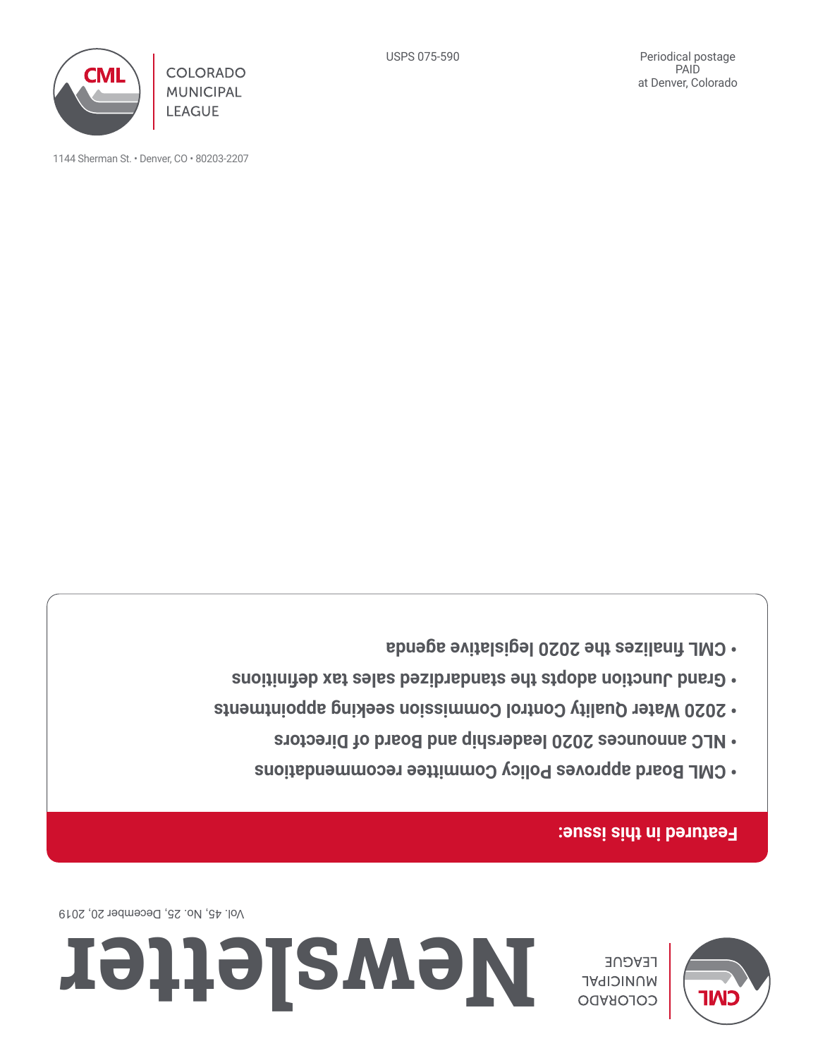COLORADO
MUNICIPAL
LEAGUE

1144 Sherman St. • Denver, CO • 80203-2207

USPS 075-590

Periodical postage
PAID
at Denver, Colorado

# Newsletter

Vol. 45, No. 25, December 20, 2019

COLORADO
MUNICIPAL
LEAGUE

**Featured in this issue:**

- **CML Board approves Policy Committee recommendations**
- **NLC announces 2020 leadership and Board of Directors**
- **2020 Water Quality Control Commission seeking appointments**
- **Grand Junction adopts the standardized sales tax definitions**
- **CML finalizes the 2020 legislative agenda**